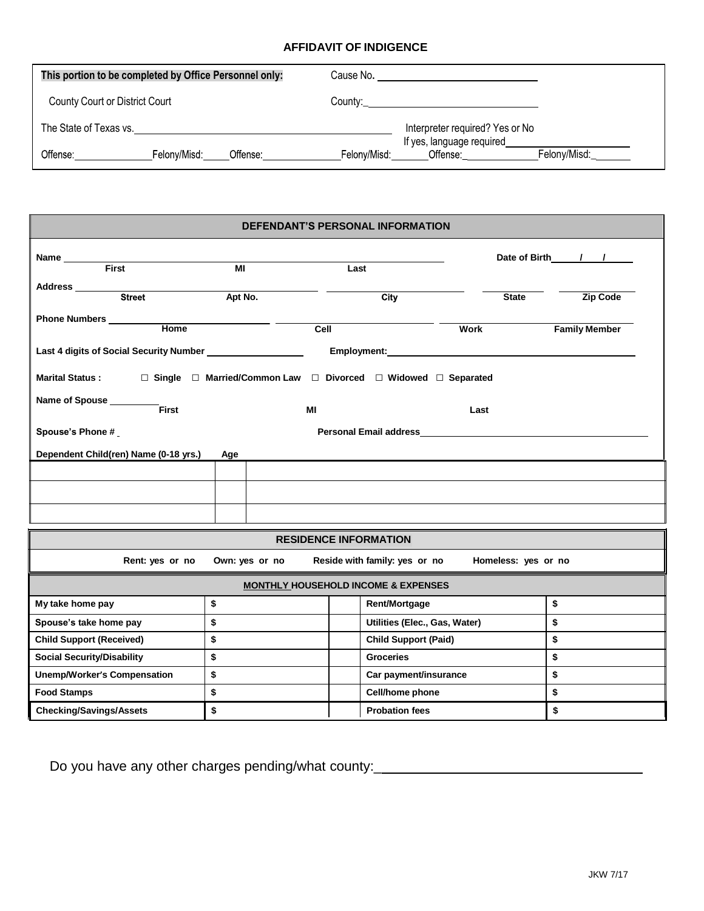# AFFIDAVIT OF INDIGENCE

**This portion to be completed by Office Personnel only:**

Cause No. ______________________________

County Court or District Court

County: ______________________________

The State of Texas vs. ______________________________

Interpreter required? Yes or No
If yes, language required ______________________

Offense: ____________ Felony/Misd: ____ Offense: ____________ Felony/Misd: ____ Offense: ____________ Felony/Misd: ____

## DEFENDANT'S PERSONAL INFORMATION

**Name** ______________________________ (**First** / **MI** / **Last**) **Date of Birth** ____/____/____

**Address** ______________________________ (**Street** / **Apt No.** / **City** / **State** / **Zip Code**)

**Phone Numbers** ______________________________ (**Home** / **Cell** / **Work** / **Family Member**)

**Last 4 digits of Social Security Number** ____________ **Employment:** ______________________________

**Marital Status :** ☐ **Single** ☐ **Married/Common Law** ☐ **Divorced** ☐ **Widowed** ☐ **Separated**

**Name of Spouse** ______________________________ (**First** / **MI** / **Last**)

**Spouse's Phone #** ____________ **Personal Email address** ______________________________

| Dependent Child(ren) Name (0-18 yrs.) | Age | |
|---|---|---|
| | | |
| | | |
| | | |

## RESIDENCE INFORMATION

**Rent: yes or no** **Own: yes or no** **Reside with family: yes or no** **Homeless: yes or no**

## MONTHLY HOUSEHOLD INCOME & EXPENSES

| | | | | |
|---|---|---|---|---|
| **My take home pay** | **$** | | **Rent/Mortgage** | **$** |
| **Spouse's take home pay** | **$** | | **Utilities (Elec., Gas, Water)** | **$** |
| **Child Support (Received)** | **$** | | **Child Support (Paid)** | **$** |
| **Social Security/Disability** | **$** | | **Groceries** | **$** |
| **Unemp/Worker's Compensation** | **$** | | **Car payment/insurance** | **$** |
| **Food Stamps** | **$** | | **Cell/home phone** | **$** |
| **Checking/Savings/Assets** | **$** | | **Probation fees** | **$** |

Do you have any other charges pending/what county: ______________________________

JKW 7/17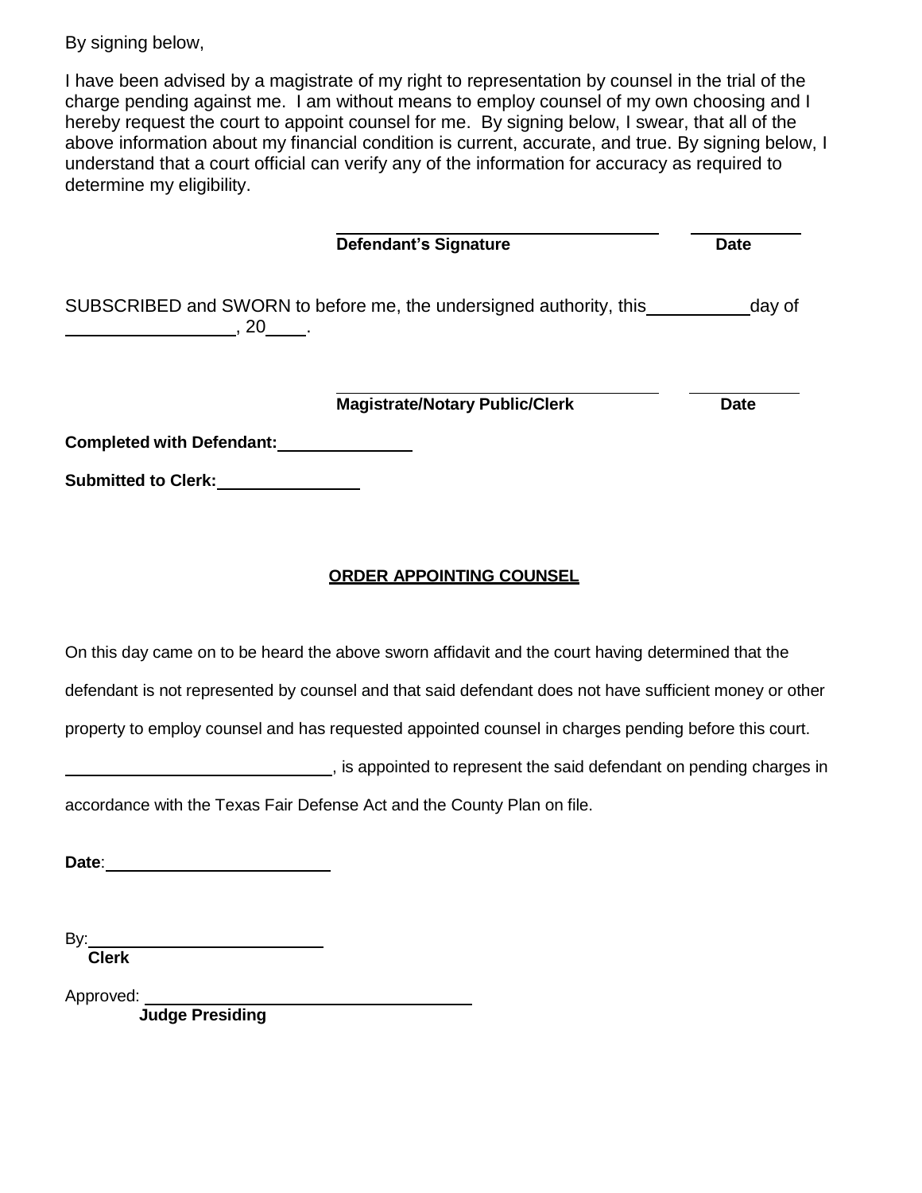By signing below,

I have been advised by a magistrate of my right to representation by counsel in the trial of the charge pending against me. I am without means to employ counsel of my own choosing and I hereby request the court to appoint counsel for me. By signing below, I swear, that all of the above information about my financial condition is current, accurate, and true. By signing below, I understand that a court official can verify any of the information for accuracy as required to determine my eligibility.

______________________________ ____________
**Defendant's Signature** **Date**

SUBSCRIBED and SWORN to before me, the undersigned authority, this __________ day of ________________, 20____.

______________________________ ____________
**Magistrate/Notary Public/Clerk** **Date**

**Completed with Defendant:** ______________

**Submitted to Clerk:** ______________

**ORDER APPOINTING COUNSEL**

On this day came on to be heard the above sworn affidavit and the court having determined that the defendant is not represented by counsel and that said defendant does not have sufficient money or other property to employ counsel and has requested appointed counsel in charges pending before this court.

____________________________, is appointed to represent the said defendant on pending charges in accordance with the Texas Fair Defense Act and the County Plan on file.

**Date**: ________________________

By: ________________________
**Clerk**

Approved: ________________________________
**Judge Presiding**